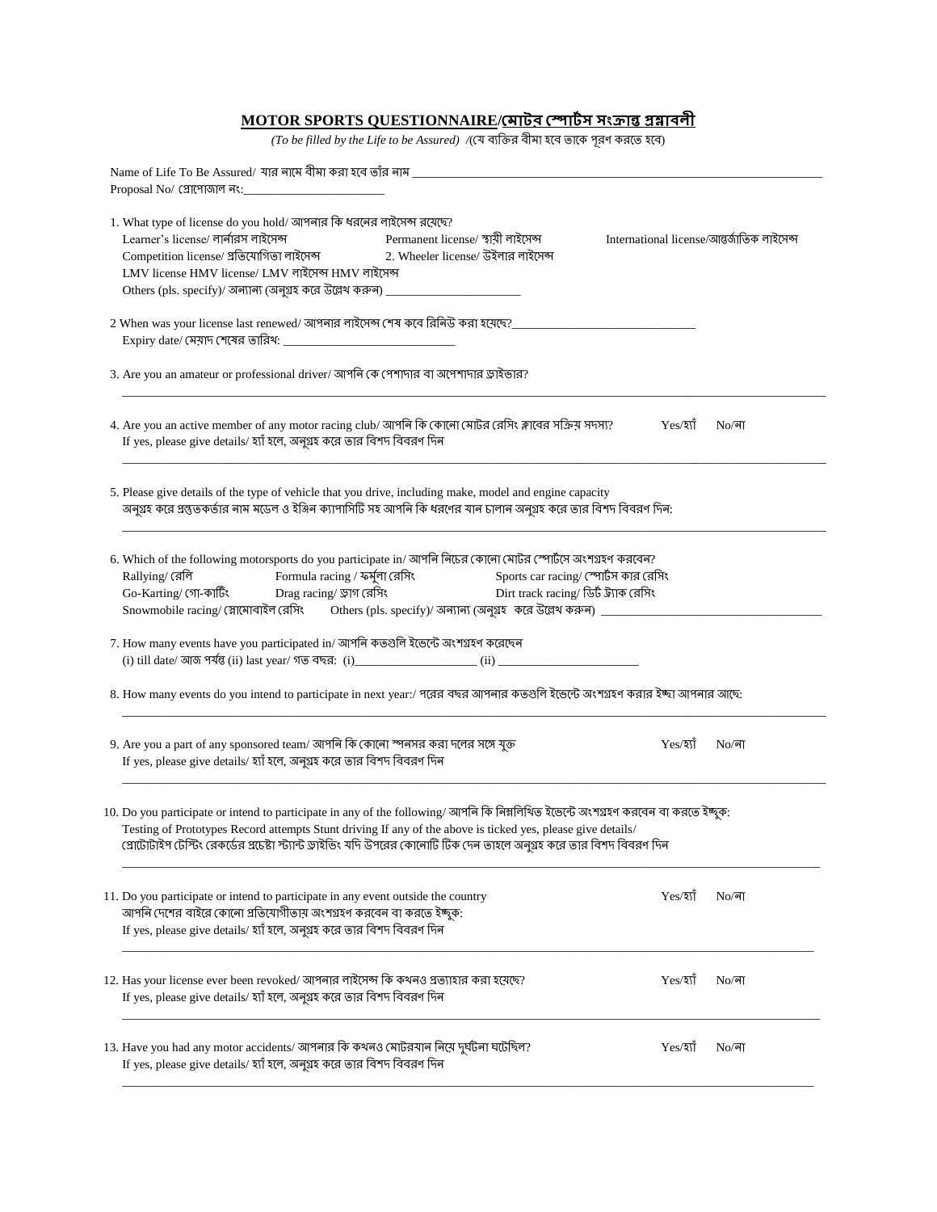# MOTOR SPORTS QUESTIONNAIRE/মোটর স্পোর্টস সংক্রান্ত প্রশ্নাবলী

*(To be filled by the Life to be Assured)* /(যে ব্যক্তির বীমা হবে তাকে পূরণ করতে হবে)

Name of Life To Be Assured/ যার নামে বীমা করা হবে তাঁর নাম ______________________________

Proposal No/ প্রোপোজাল নং:________________________

1. What type of license do you hold/ আপনার কি ধরনের লাইসেন্স রয়েছে?
   Learner's license/ লার্নারস লাইসেন্স    Permanent license/ স্থায়ী লাইসেন্স    International license/আন্তর্জাতিক লাইসেন্স
   Competition license/ প্রতিযোগিতা লাইসেন্স    2. Wheeler license/ উইলার লাইসেন্স
   LMV license HMV license/ LMV লাইসেন্স HMV লাইসেন্স
   Others (pls. specify)/ অন্যান্য (অনুগ্রহ করে উল্লেখ করুন) ______________________

2 When was your license last renewed/ আপনার লাইসেন্স শেষ কবে রিনিউ করা হয়েছে?______________________________
   Expiry date/ মেয়াদ শেষের তারিখ: ____________________________

3. Are you an amateur or professional driver/ আপনি কে পেশাদার বা অপেশাদার ড্রাইভার?

______________________________________________________________________________

4. Are you an active member of any motor racing club/ আপনি কি কোনো মোটর রেসিং ক্লাবের সক্রিয় সদস্য?    Yes/হ্যাঁ    No/না
   If yes, please give details/ হ্যাঁ হলে, অনুগ্রহ করে তার বিশদ বিবরণ দিন

______________________________________________________________________________

5. Please give details of the type of vehicle that you drive, including make, model and engine capacity
   অনুগ্রহ করে প্রস্তুতকর্তার নাম মডেল ও ইঞ্জিন ক্যাপাসিটি সহ আপনি কি ধরণের যান চালান অনুগ্রহ করে তার বিশদ বিবরণ দিন:

______________________________________________________________________________

6. Which of the following motorsports do you participate in/ আপনি নিচের কোনো মোটর স্পোর্টসে অংশগ্রহণ করবেন?
   Rallying/ রেলি    Formula racing / ফর্মুলা রেসিং    Sports car racing/ স্পোর্টস কার রেসিং
   Go-Karting/ গো-কার্টিং    Drag racing/ ড্রাগ রেসিং    Dirt track racing/ ডির্ট ট্র্যাক রেসিং
   Snowmobile racing/ স্নোমোবাইল রেসিং    Others (pls. specify)/ অন্যান্য (অনুগ্রহ করে উল্লেখ করুন) ____________________

7. How many events have you participated in/ আপনি কতগুলি ইভেন্টে অংশগ্রহণ করেছেন
   (i) till date/ আজ পর্যন্ত (ii) last year/ গত বছর: (i)____________________ (ii) ______________________

8. How many events do you intend to participate in next year:/ পরের বছর আপনার কতগুলি ইভেন্টে অংশগ্রহণ করার ইচ্ছা আপনার আছে:

______________________________________________________________________________

9. Are you a part of any sponsored team/ আপনি কি কোনো স্পনসর করা দলের সঙ্গে যুক্ত    Yes/হ্যাঁ    No/না
   If yes, please give details/ হ্যাঁ হলে, অনুগ্রহ করে তার বিশদ বিবরণ দিন

______________________________________________________________________________

10. Do you participate or intend to participate in any of the following/ আপনি কি নিম্নলিখিত ইভেন্টে অংশগ্রহণ করবেন বা করতে ইচ্ছুক:
    Testing of Prototypes Record attempts Stunt driving If any of the above is ticked yes, please give details/
    প্রোটোটাইপ টেস্টিং রেকর্ডের প্রচেষ্টা স্ট্যান্ট ড্রাইভিং যদি উপরের কোনোটি টিক দেন তাহলে অনুগ্রহ করে তার বিশদ বিবরণ দিন

______________________________________________________________________________

11. Do you participate or intend to participate in any event outside the country    Yes/হ্যাঁ    No/না
    আপনি দেশের বাইরে কোনো প্রতিযোগীতায় অংশগ্রহণ করবেন বা করতে ইচ্ছুক:
    If yes, please give details/ হ্যাঁ হলে, অনুগ্রহ করে তার বিশদ বিবরণ দিন

______________________________________________________________________________

12. Has your license ever been revoked/ আপনার লাইসেন্স কি কখনও প্রত্যাহার করা হয়েছে?    Yes/হ্যাঁ    No/না
    If yes, please give details/ হ্যাঁ হলে, অনুগ্রহ করে তার বিশদ বিবরণ দিন

______________________________________________________________________________

13. Have you had any motor accidents/ আপনার কি কখনও মোটরযান নিয়ে দুর্ঘটনা ঘটেছিল?    Yes/হ্যাঁ    No/না
    If yes, please give details/ হ্যাঁ হলে, অনুগ্রহ করে তার বিশদ বিবরণ দিন

______________________________________________________________________________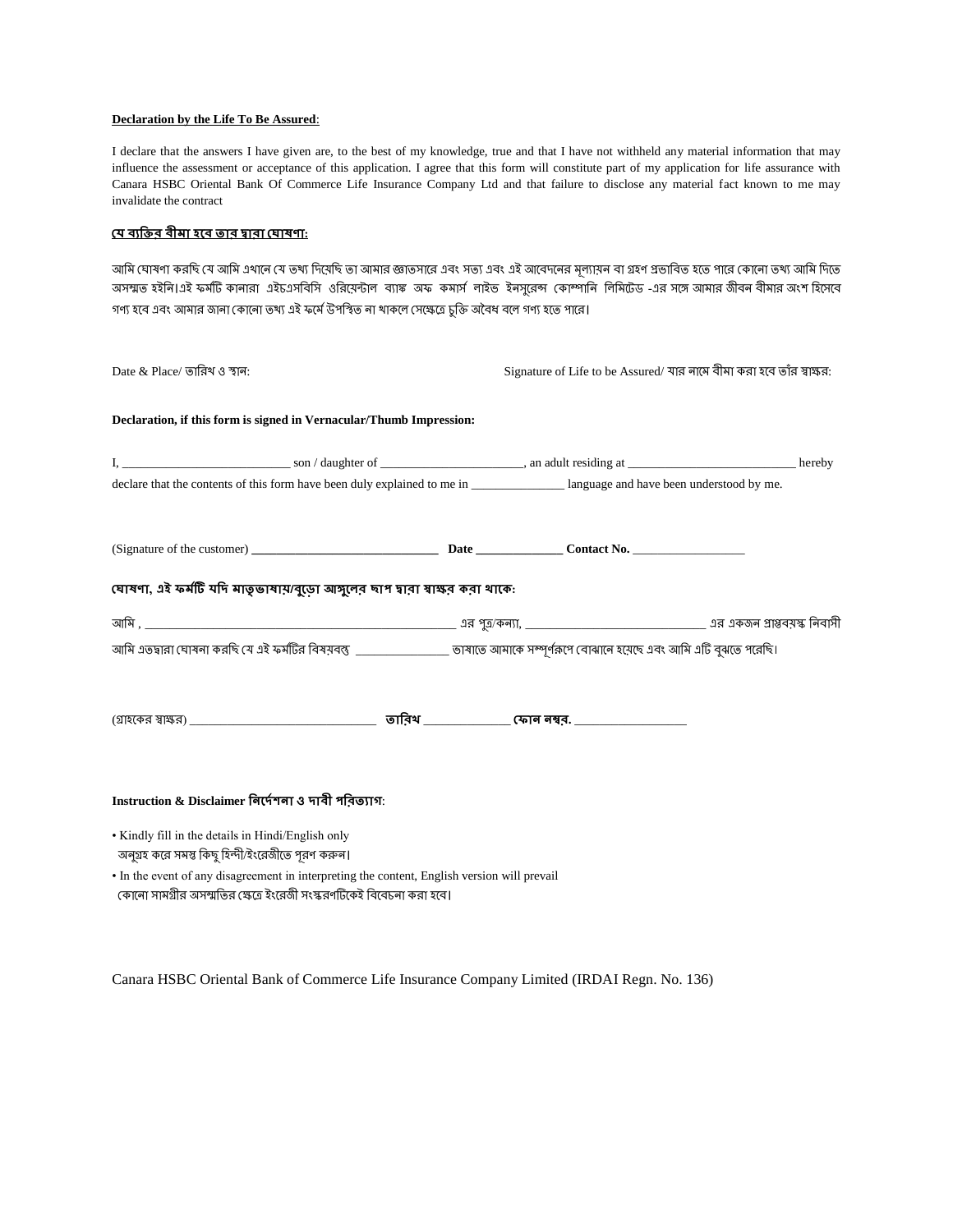**<u>Declaration by the Life To Be Assured</u>**:

I declare that the answers I have given are, to the best of my knowledge, true and that I have not withheld any material information that may influence the assessment or acceptance of this application. I agree that this form will constitute part of my application for life assurance with Canara HSBC Oriental Bank Of Commerce Life Insurance Company Ltd and that failure to disclose any material fact known to me may invalidate the contract

**<u>যে ব্যক্তির বীমা হবে তার দ্বারা ঘোষণা:</u>**

আমি ঘোষণা করছি যে আমি এখানে যে তথ্য দিয়েছি তা আমার জ্ঞাতসারে এবং সত্য এবং এই আবেদনের মূল্যায়ন বা গ্রহণ প্রভাবিত হতে পারে কোনো তথ্য আমি দিতে অসম্মত হইনি।এই ফর্মটি কানারা এইচএসবিসি ওরিয়েন্টাল ব্যাঙ্ক অফ কমার্স লাইভ ইনসুরেন্স কোম্পানি লিমিটেড -এর সঙ্গে আমার জীবন বীমার অংশ হিসেবে গণ্য হবে এবং আমার জানা কোনো তথ্য এই ফর্মে উপস্থিত না থাকলে সেক্ষেত্রে চুক্তি অবৈধ বলে গণ্য হতে পারে।

Date & Place/ তারিখ ও স্থান:

Signature of Life to be Assured/ যার নামে বীমা করা হবে তাঁর স্বাক্ষর:

**Declaration, if this form is signed in Vernacular/Thumb Impression:**

I, ___________________________ son / daughter of _______________________, an adult residing at ____________________________ hereby declare that the contents of this form have been duly explained to me in _______________ language and have been understood by me.

(Signature of the customer) **_______________________________ Date ______________ Contact No.** ___________________

**ঘোষণা, এই ফর্মটি যদি মাতৃভাষায়/বুড়ো আঙুলের ছাপ দ্বারা স্বাক্ষর করা থাকে:**

আমি , ________________________________________________________ এর পুত্র/কন্যা, ______________________________ এর একজন প্রাপ্তবয়স্ক নিবাসী আমি এতদ্বারা ঘোষনা করছি যে এই ফর্মটির বিষয়বস্তু _______________ ভাষাতে আমাকে সম্পূর্ণরূপে বোঝানো হয়েছে এবং আমি এটি বুঝতে পেরেছি।

(গ্রাহকের স্বাক্ষর) _______________________________ **তারিখ** ______________ **ফোন নম্বর.** __________________

**Instruction & Disclaimer নির্দেশনা ও দাবী পরিত্যাগ**:

- Kindly fill in the details in Hindi/English only
  অনুগ্রহ করে সমস্ত কিছু হিন্দী/ইংরেজীতে পূরণ করুন।
- In the event of any disagreement in interpreting the content, English version will prevail
  কোনো সামগ্রীর অসম্মতির ক্ষেত্রে ইংরেজী সংস্করণটিকেই বিবেচনা করা হবে।

Canara HSBC Oriental Bank of Commerce Life Insurance Company Limited (IRDAI Regn. No. 136)